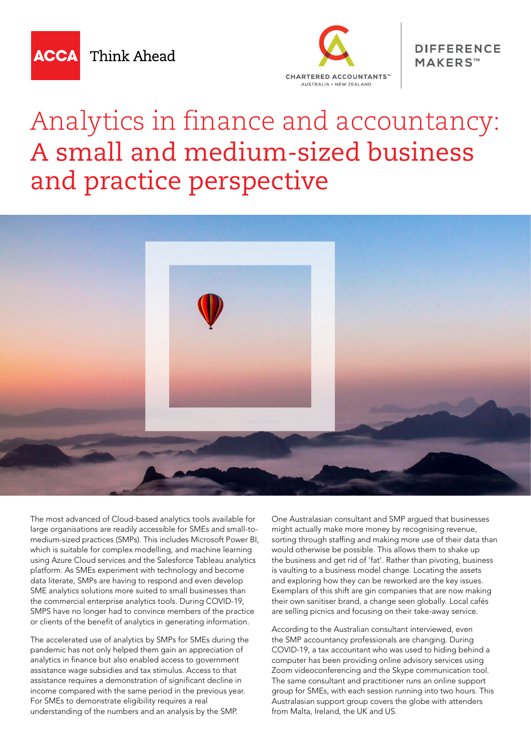ACCA Think Ahead

CHARTERED ACCOUNTANTS™ AUSTRALIA + NEW ZEALAND

DIFFERENCE MAKERS™

# Analytics in finance and accountancy: A small and medium-sized business and practice perspective

The most advanced of Cloud-based analytics tools available for large organisations are readily accessible for SMEs and small-to-medium-sized practices (SMPs). This includes Microsoft Power BI, which is suitable for complex modelling, and machine learning using Azure Cloud services and the Salesforce Tableau analytics platform. As SMEs experiment with technology and become data literate, SMPs are having to respond and even develop SME analytics solutions more suited to small businesses than the commercial enterprise analytics tools. During COVID-19, SMPS have no longer had to convince members of the practice or clients of the benefit of analytics in generating information.

The accelerated use of analytics by SMPs for SMEs during the pandemic has not only helped them gain an appreciation of analytics in finance but also enabled access to government assistance wage subsidies and tax stimulus. Access to that assistance requires a demonstration of significant decline in income compared with the same period in the previous year. For SMEs to demonstrate eligibility requires a real understanding of the numbers and an analysis by the SMP.

One Australasian consultant and SMP argued that businesses might actually make more money by recognising revenue, sorting through staffing and making more use of their data than would otherwise be possible. This allows them to shake up the business and get rid of 'fat'. Rather than pivoting, business is vaulting to a business model change. Locating the assets and exploring how they can be reworked are the key issues. Exemplars of this shift are gin companies that are now making their own sanitiser brand, a change seen globally. Local cafés are selling picnics and focusing on their take-away service.

According to the Australian consultant interviewed, even the SMP accountancy professionals are changing. During COVID-19, a tax accountant who was used to hiding behind a computer has been providing online advisory services using Zoom videoconferencing and the Skype communication tool. The same consultant and practitioner runs an online support group for SMEs, with each session running into two hours. This Australasian support group covers the globe with attenders from Malta, Ireland, the UK and US.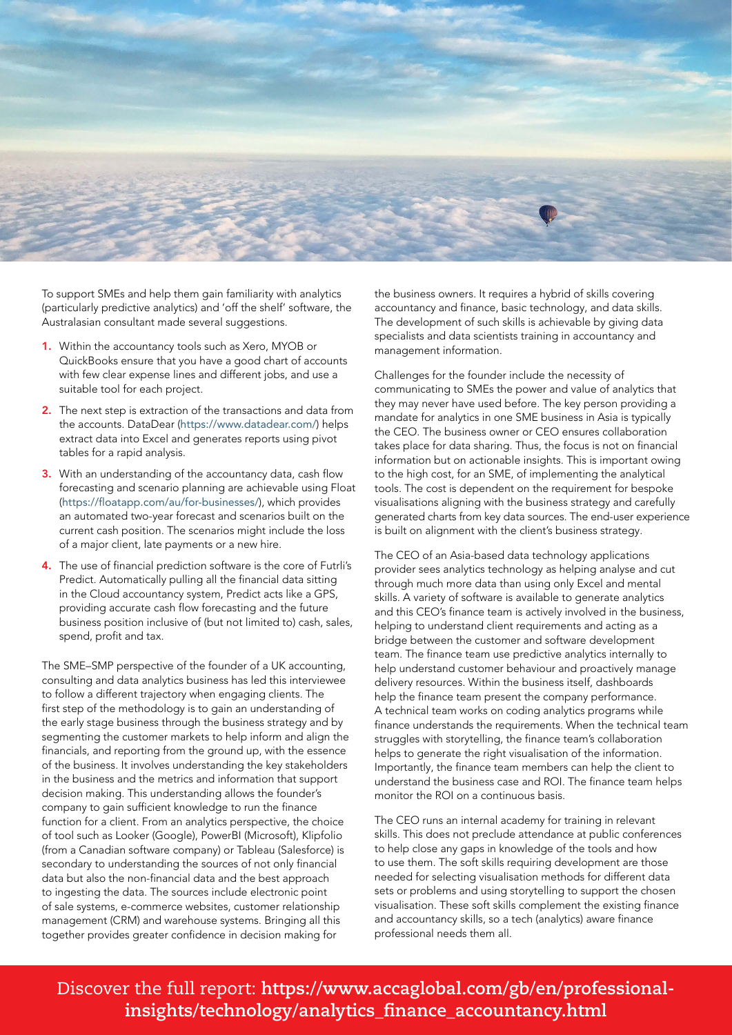To support SMEs and help them gain familiarity with analytics (particularly predictive analytics) and 'off the shelf' software, the Australasian consultant made several suggestions.

1. Within the accountancy tools such as Xero, MYOB or QuickBooks ensure that you have a good chart of accounts with few clear expense lines and different jobs, and use a suitable tool for each project.
2. The next step is extraction of the transactions and data from the accounts. DataDear (https://www.datadear.com/) helps extract data into Excel and generates reports using pivot tables for a rapid analysis.
3. With an understanding of the accountancy data, cash flow forecasting and scenario planning are achievable using Float (https://floatapp.com/au/for-businesses/), which provides an automated two-year forecast and scenarios built on the current cash position. The scenarios might include the loss of a major client, late payments or a new hire.
4. The use of financial prediction software is the core of Futrli's Predict. Automatically pulling all the financial data sitting in the Cloud accountancy system, Predict acts like a GPS, providing accurate cash flow forecasting and the future business position inclusive of (but not limited to) cash, sales, spend, profit and tax.

The SME–SMP perspective of the founder of a UK accounting, consulting and data analytics business has led this interviewee to follow a different trajectory when engaging clients. The first step of the methodology is to gain an understanding of the early stage business through the business strategy and by segmenting the customer markets to help inform and align the financials, and reporting from the ground up, with the essence of the business. It involves understanding the key stakeholders in the business and the metrics and information that support decision making. This understanding allows the founder's company to gain sufficient knowledge to run the finance function for a client. From an analytics perspective, the choice of tool such as Looker (Google), PowerBI (Microsoft), Klipfolio (from a Canadian software company) or Tableau (Salesforce) is secondary to understanding the sources of not only financial data but also the non-financial data and the best approach to ingesting the data. The sources include electronic point of sale systems, e-commerce websites, customer relationship management (CRM) and warehouse systems. Bringing all this together provides greater confidence in decision making for the business owners. It requires a hybrid of skills covering accountancy and finance, basic technology, and data skills. The development of such skills is achievable by giving data specialists and data scientists training in accountancy and management information.

Challenges for the founder include the necessity of communicating to SMEs the power and value of analytics that they may never have used before. The key person providing a mandate for analytics in one SME business in Asia is typically the CEO. The business owner or CEO ensures collaboration takes place for data sharing. Thus, the focus is not on financial information but on actionable insights. This is important owing to the high cost, for an SME, of implementing the analytical tools. The cost is dependent on the requirement for bespoke visualisations aligning with the business strategy and carefully generated charts from key data sources. The end-user experience is built on alignment with the client's business strategy.

The CEO of an Asia-based data technology applications provider sees analytics technology as helping analyse and cut through much more data than using only Excel and mental skills. A variety of software is available to generate analytics and this CEO's finance team is actively involved in the business, helping to understand client requirements and acting as a bridge between the customer and software development team. The finance team use predictive analytics internally to help understand customer behaviour and proactively manage delivery resources. Within the business itself, dashboards help the finance team present the company performance. A technical team works on coding analytics programs while finance understands the requirements. When the technical team struggles with storytelling, the finance team's collaboration helps to generate the right visualisation of the information. Importantly, the finance team members can help the client to understand the business case and ROI. The finance team helps monitor the ROI on a continuous basis.

The CEO runs an internal academy for training in relevant skills. This does not preclude attendance at public conferences to help close any gaps in knowledge of the tools and how to use them. The soft skills requiring development are those needed for selecting visualisation methods for different data sets or problems and using storytelling to support the chosen visualisation. These soft skills complement the existing finance and accountancy skills, so a tech (analytics) aware finance professional needs them all.

Discover the full report: **https://www.accaglobal.com/gb/en/professional-insights/technology/analytics_finance_accountancy.html**